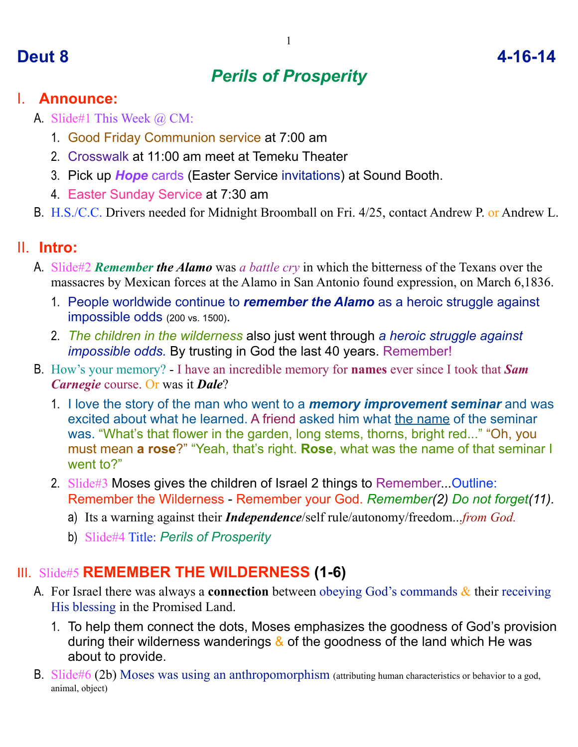# Deut 8 4-16-14

## *Perils of Prosperity*

## I. Announce:

A. Slide#1 This Week @ CM:
   1. Good Friday Communion service at 7:00 am
   2. Crosswalk at 11:00 am meet at Temeku Theater
   3. Pick up ***Hope*** cards (Easter Service invitations) at Sound Booth.
   4. Easter Sunday Service at 7:30 am

B. H.S./C.C. Drivers needed for Midnight Broomball on Fri. 4/25, contact Andrew P. or Andrew L.

## II. Intro:

A. Slide#2 ***Remember the Alamo*** was *a battle cry* in which the bitterness of the Texans over the massacres by Mexican forces at the Alamo in San Antonio found expression, on March 6,1836.
   1. People worldwide continue to ***remember the Alamo*** as a heroic struggle against impossible odds (200 vs. 1500).
   2. *The children in the wilderness* also just went through *a heroic struggle against impossible odds.* By trusting in God the last 40 years. Remember!

B. How's your memory? - I have an incredible memory for **names** ever since I took that ***Sam Carnegie*** course. Or was it ***Dale***?
   1. I love the story of the man who went to a ***memory improvement seminar*** and was excited about what he learned. A friend asked him what the name of the seminar was. "What's that flower in the garden, long stems, thorns, bright red..." "Oh, you must mean **a rose**?" "Yeah, that's right. **Rose**, what was the name of that seminar I went to?"
   2. Slide#3 Moses gives the children of Israel 2 things to Remember...Outline: Remember the Wilderness - Remember your God. *Remember(2) Do not forget(11).*
      a) Its a warning against their ***Independence***/self rule/autonomy/freedom...*from God.*
      b) Slide#4 Title: *Perils of Prosperity*

## III. Slide#5 REMEMBER THE WILDERNESS (1-6)

A. For Israel there was always a **connection** between obeying God's commands & their receiving His blessing in the Promised Land.
   1. To help them connect the dots, Moses emphasizes the goodness of God's provision during their wilderness wanderings & of the goodness of the land which He was about to provide.

B. Slide#6 (2b) Moses was using an anthropomorphism (attributing human characteristics or behavior to a god, animal, object)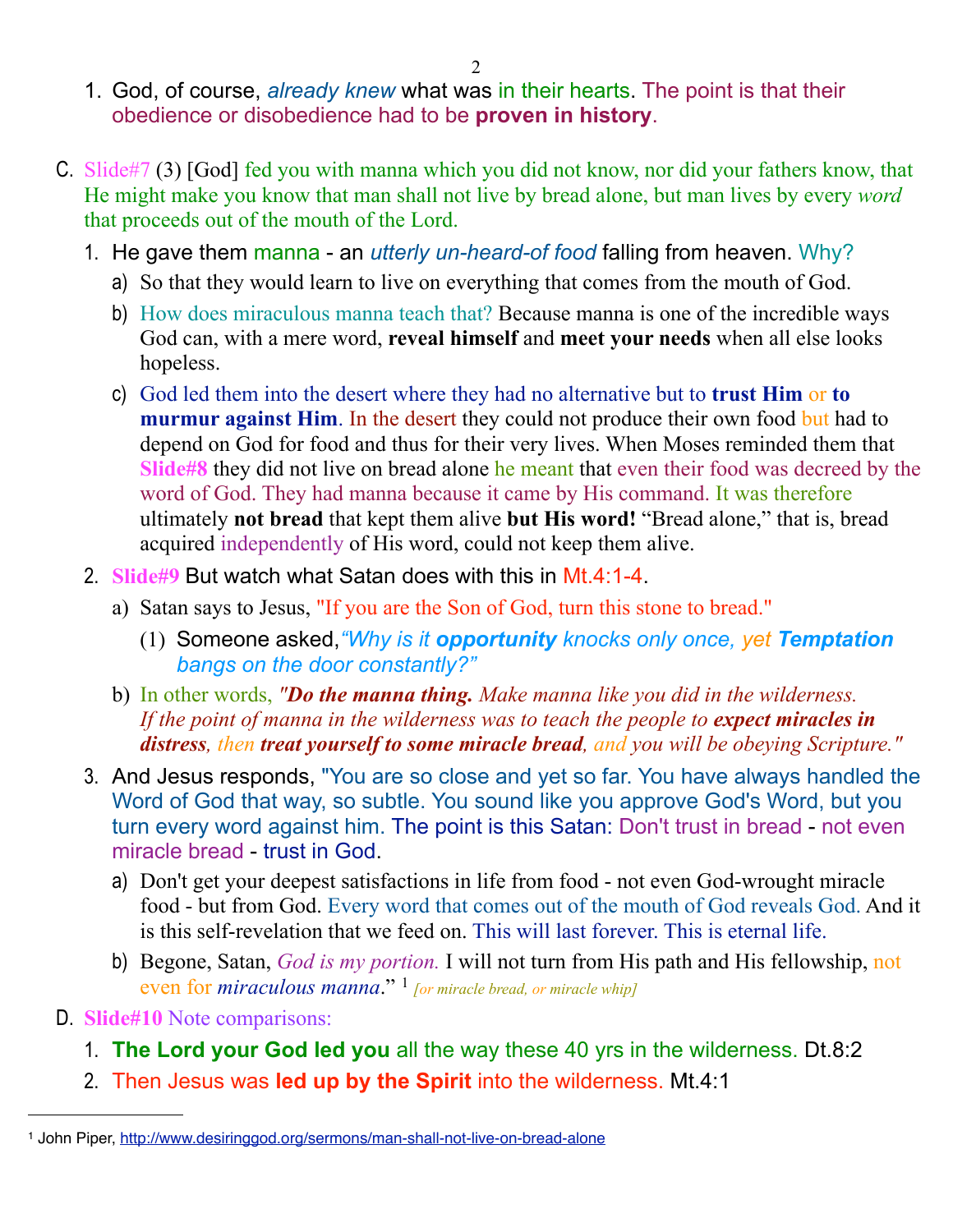1. God, of course, *already knew* what was in their hearts. The point is that their obedience or disobedience had to be **proven in history**.

C. Slide#7 (3) [God] fed you with manna which you did not know, nor did your fathers know, that He might make you know that man shall not live by bread alone, but man lives by every *word* that proceeds out of the mouth of the Lord.

1. He gave them manna - an *utterly un-heard-of food* falling from heaven. Why?
   a) So that they would learn to live on everything that comes from the mouth of God.
   b) How does miraculous manna teach that? Because manna is one of the incredible ways God can, with a mere word, **reveal himself** and **meet your needs** when all else looks hopeless.
   c) God led them into the desert where they had no alternative but to **trust Him** or **to murmur against Him**. In the desert they could not produce their own food but had to depend on God for food and thus for their very lives. When Moses reminded them that **Slide#8** they did not live on bread alone he meant that even their food was decreed by the word of God. They had manna because it came by His command. It was therefore ultimately **not bread** that kept them alive **but His word!** "Bread alone," that is, bread acquired independently of His word, could not keep them alive.
2. **Slide#9** But watch what Satan does with this in Mt.4:1-4.
   a) Satan says to Jesus, "If you are the Son of God, turn this stone to bread."
      (1) Someone asked,*"Why is it **opportunity** knocks only once, yet **Temptation** bangs on the door constantly?"*
   b) In other words, *"**Do the manna thing.** Make manna like you did in the wilderness. If the point of manna in the wilderness was to teach the people to **expect miracles in distress**, then **treat yourself to some miracle bread**, and you will be obeying Scripture."*
3. And Jesus responds, "You are so close and yet so far. You have always handled the Word of God that way, so subtle. You sound like you approve God's Word, but you turn every word against him. The point is this Satan: Don't trust in bread - not even miracle bread - trust in God.
   a) Don't get your deepest satisfactions in life from food - not even God-wrought miracle food - but from God. Every word that comes out of the mouth of God reveals God. And it is this self-revelation that we feed on. This will last forever. This is eternal life.
   b) Begone, Satan, *God is my portion.* I will not turn from His path and His fellowship, not even for *miraculous manna*." [1] *[or miracle bread, or miracle whip]*

D. **Slide#10** Note comparisons:

1. **The Lord your God led you** all the way these 40 yrs in the wilderness. Dt.8:2
2. Then Jesus was **led up by the Spirit** into the wilderness. Mt.4:1

---

[1] John Piper, http://www.desiringgod.org/sermons/man-shall-not-live-on-bread-alone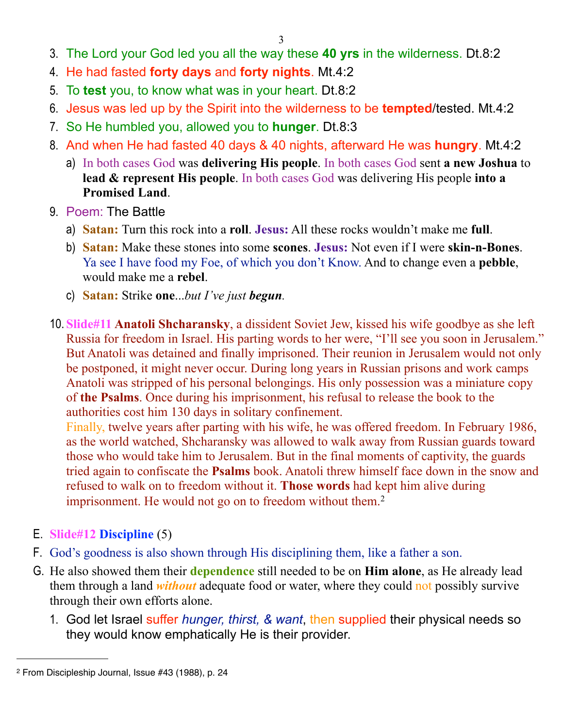3. The Lord your God led you all the way these **40 yrs** in the wilderness. Dt.8:2
4. He had fasted **forty days** and **forty nights**. Mt.4:2
5. To **test** you, to know what was in your heart. Dt.8:2
6. Jesus was led up by the Spirit into the wilderness to be **tempted**/tested. Mt.4:2
7. So He humbled you, allowed you to **hunger**. Dt.8:3
8. And when He had fasted 40 days & 40 nights, afterward He was **hungry**. Mt.4:2
   a) In both cases God was **delivering His people**. In both cases God sent **a new Joshua** to **lead & represent His people**. In both cases God was delivering His people **into a Promised Land**.
9. Poem: The Battle
   a) **Satan:** Turn this rock into a **roll**. **Jesus:** All these rocks wouldn't make me **full**.
   b) **Satan:** Make these stones into some **scones**. **Jesus:** Not even if I were **skin-n-Bones**. Ya see I have food my Foe, of which you don't Know. And to change even a **pebble**, would make me a **rebel**.
   c) **Satan:** Strike **one**...*but I've just* ***begun***.
10. **Slide#11 Anatoli Shcharansky**, a dissident Soviet Jew, kissed his wife goodbye as she left Russia for freedom in Israel. His parting words to her were, "I'll see you soon in Jerusalem." But Anatoli was detained and finally imprisoned. Their reunion in Jerusalem would not only be postponed, it might never occur. During long years in Russian prisons and work camps Anatoli was stripped of his personal belongings. His only possession was a miniature copy of **the Psalms**. Once during his imprisonment, his refusal to release the book to the authorities cost him 130 days in solitary confinement.
    Finally, twelve years after parting with his wife, he was offered freedom. In February 1986, as the world watched, Shcharansky was allowed to walk away from Russian guards toward those who would take him to Jerusalem. But in the final moments of captivity, the guards tried again to confiscate the **Psalms** book. Anatoli threw himself face down in the snow and refused to walk on to freedom without it. **Those words** had kept him alive during imprisonment. He would not go on to freedom without them.[2]

E. **Slide#12 Discipline** (5)

F. God's goodness is also shown through His disciplining them, like a father a son.

G. He also showed them their **dependence** still needed to be on **Him alone**, as He already lead them through a land ***without*** adequate food or water, where they could not possibly survive through their own efforts alone.
   1. God let Israel suffer *hunger, thirst, & want*, then supplied their physical needs so they would know emphatically He is their provider.

---

[2] From Discipleship Journal, Issue #43 (1988), p. 24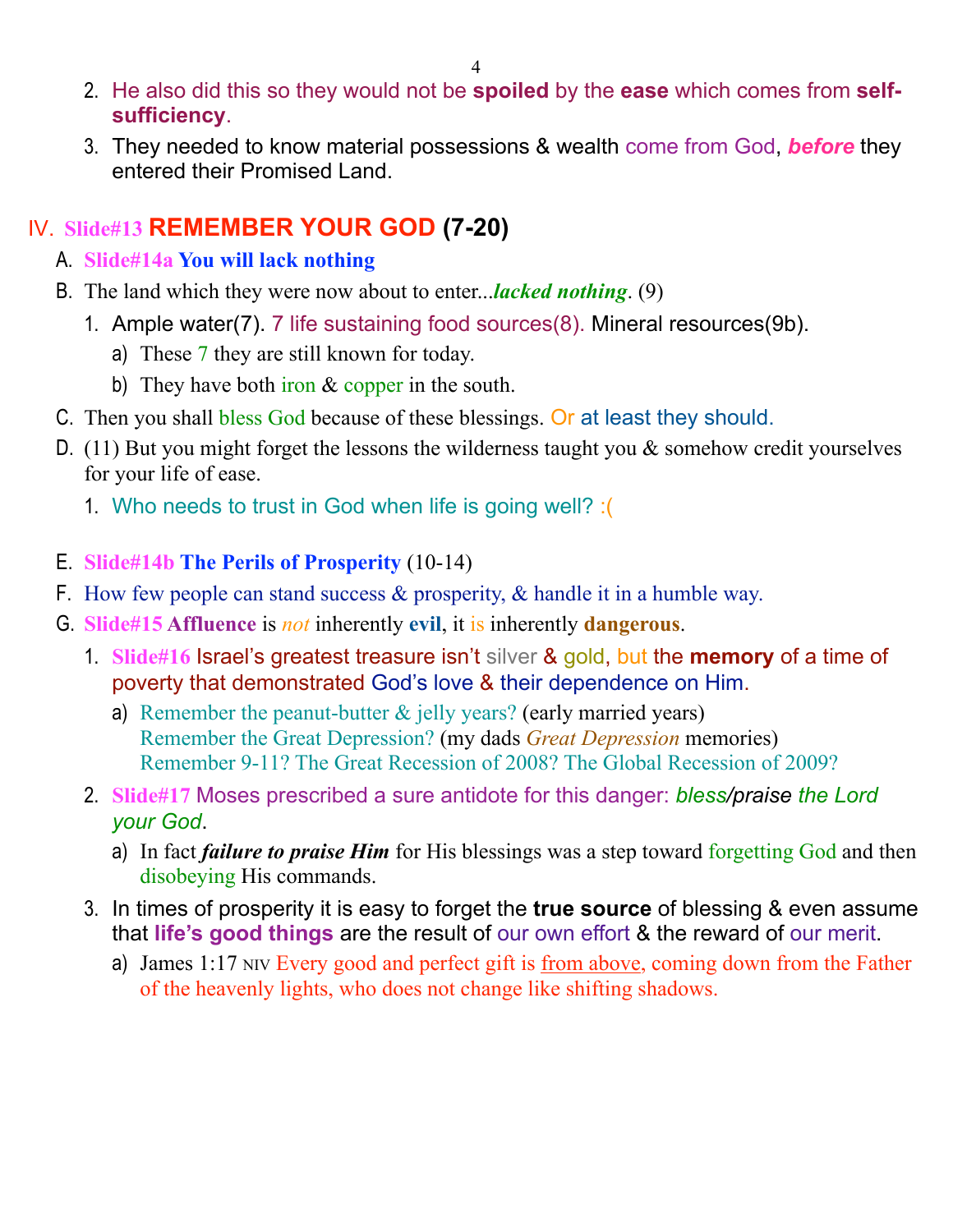2. He also did this so they would not be **spoiled** by the **ease** which comes from **self-sufficiency**.
3. They needed to know material possessions & wealth come from God, ***before*** they entered their Promised Land.

## IV. Slide#13 REMEMBER YOUR GOD (7-20)

A. **Slide#14a You will lack nothing**

B. The land which they were now about to enter...***lacked nothing***. (9)

1. Ample water(7). 7 life sustaining food sources(8). Mineral resources(9b).
   - a) These 7 they are still known for today.
   - b) They have both iron & copper in the south.

C. Then you shall bless God because of these blessings. Or at least they should.

D. (11) But you might forget the lessons the wilderness taught you & somehow credit yourselves for your life of ease.

1. Who needs to trust in God when life is going well? :(

E. **Slide#14b The Perils of Prosperity** (10-14)

F. How few people can stand success & prosperity, & handle it in a humble way.

G. **Slide#15 Affluence** is *not* inherently **evil**, it is inherently **dangerous**.

1. **Slide#16** Israel's greatest treasure isn't silver & gold, but the **memory** of a time of poverty that demonstrated God's love & their dependence on Him.
   - a) Remember the peanut-butter & jelly years? (early married years)
     Remember the Great Depression? (my dads *Great Depression* memories)
     Remember 9-11? The Great Recession of 2008? The Global Recession of 2009?
2. **Slide#17** Moses prescribed a sure antidote for this danger: *bless/praise the Lord your God*.
   - a) In fact ***failure to praise Him*** for His blessings was a step toward forgetting God and then disobeying His commands.
3. In times of prosperity it is easy to forget the **true source** of blessing & even assume that **life's good things** are the result of our own effort & the reward of our merit.
   - a) James 1:17 NIV Every good and perfect gift is <u>from above</u>, coming down from the Father of the heavenly lights, who does not change like shifting shadows.